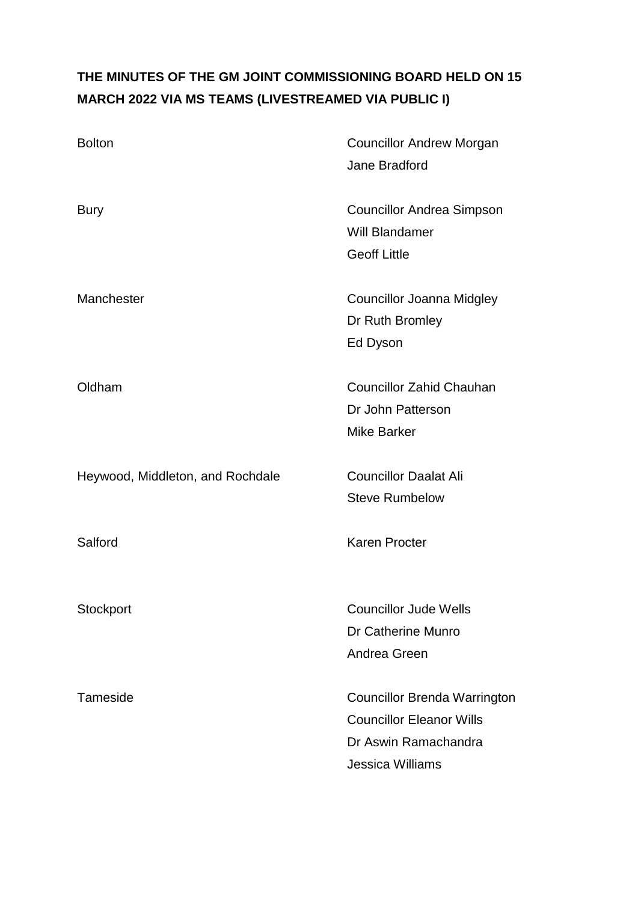**THE MINUTES OF THE GM JOINT COMMISSIONING BOARD HELD ON 15 MARCH 2022 VIA MS TEAMS (LIVESTREAMED VIA PUBLIC I)**

| | |
|---|---|
| Bolton | Councillor Andrew Morgan<br>Jane Bradford |
| Bury | Councillor Andrea Simpson<br>Will Blandamer<br>Geoff Little |
| Manchester | Councillor Joanna Midgley<br>Dr Ruth Bromley<br>Ed Dyson |
| Oldham | Councillor Zahid Chauhan<br>Dr John Patterson<br>Mike Barker |
| Heywood, Middleton, and Rochdale | Councillor Daalat Ali<br>Steve Rumbelow |
| Salford | Karen Procter |
| Stockport | Councillor Jude Wells<br>Dr Catherine Munro<br>Andrea Green |
| Tameside | Councillor Brenda Warrington<br>Councillor Eleanor Wills<br>Dr Aswin Ramachandra<br>Jessica Williams |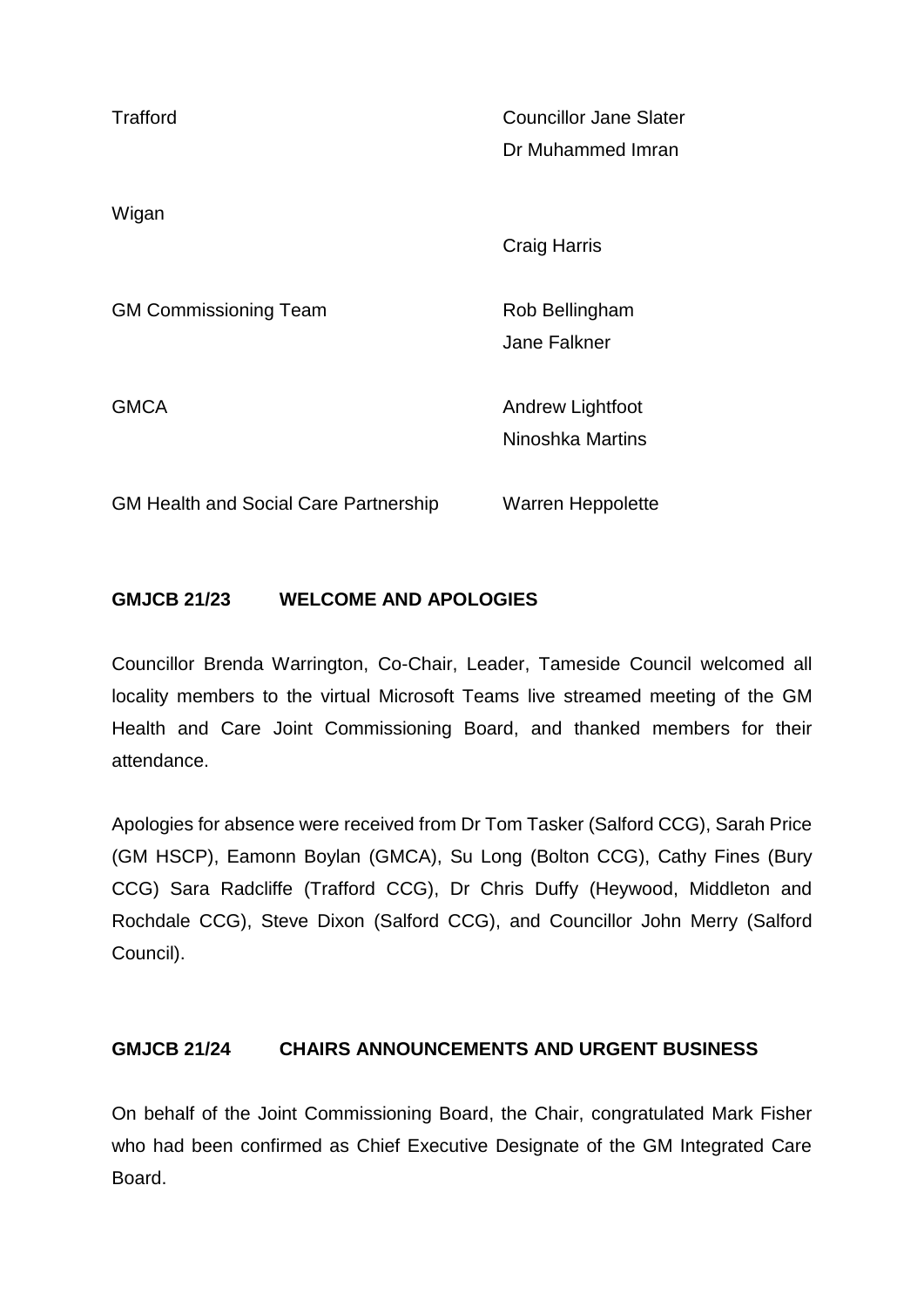| | |
|---|---|
| Trafford | Councillor Jane Slater<br>Dr Muhammed Imran |
| Wigan | Craig Harris |
| GM Commissioning Team | Rob Bellingham<br>Jane Falkner |
| GMCA | Andrew Lightfoot<br>Ninoshka Martins |
| GM Health and Social Care Partnership | Warren Heppolette |

**GMJCB 21/23 WELCOME AND APOLOGIES**

Councillor Brenda Warrington, Co-Chair, Leader, Tameside Council welcomed all locality members to the virtual Microsoft Teams live streamed meeting of the GM Health and Care Joint Commissioning Board, and thanked members for their attendance.

Apologies for absence were received from Dr Tom Tasker (Salford CCG), Sarah Price (GM HSCP), Eamonn Boylan (GMCA), Su Long (Bolton CCG), Cathy Fines (Bury CCG) Sara Radcliffe (Trafford CCG), Dr Chris Duffy (Heywood, Middleton and Rochdale CCG), Steve Dixon (Salford CCG), and Councillor John Merry (Salford Council).

**GMJCB 21/24 CHAIRS ANNOUNCEMENTS AND URGENT BUSINESS**

On behalf of the Joint Commissioning Board, the Chair, congratulated Mark Fisher who had been confirmed as Chief Executive Designate of the GM Integrated Care Board.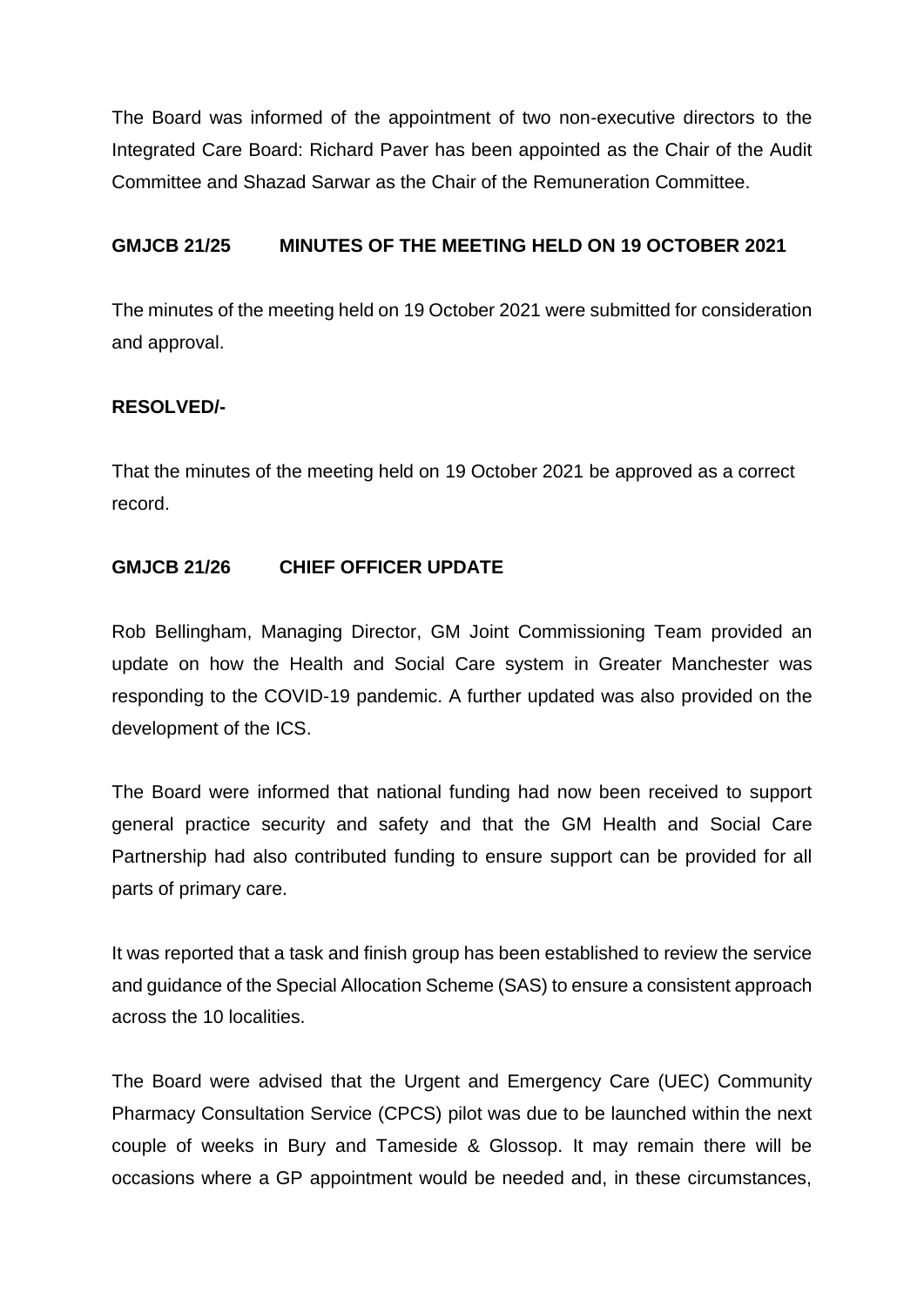The Board was informed of the appointment of two non-executive directors to the Integrated Care Board: Richard Paver has been appointed as the Chair of the Audit Committee and Shazad Sarwar as the Chair of the Remuneration Committee.

**GMJCB 21/25 MINUTES OF THE MEETING HELD ON 19 OCTOBER 2021**

The minutes of the meeting held on 19 October 2021 were submitted for consideration and approval.

**RESOLVED/-**

That the minutes of the meeting held on 19 October 2021 be approved as a correct record.

**GMJCB 21/26 CHIEF OFFICER UPDATE**

Rob Bellingham, Managing Director, GM Joint Commissioning Team provided an update on how the Health and Social Care system in Greater Manchester was responding to the COVID-19 pandemic. A further updated was also provided on the development of the ICS.

The Board were informed that national funding had now been received to support general practice security and safety and that the GM Health and Social Care Partnership had also contributed funding to ensure support can be provided for all parts of primary care.

It was reported that a task and finish group has been established to review the service and guidance of the Special Allocation Scheme (SAS) to ensure a consistent approach across the 10 localities.

The Board were advised that the Urgent and Emergency Care (UEC) Community Pharmacy Consultation Service (CPCS) pilot was due to be launched within the next couple of weeks in Bury and Tameside & Glossop. It may remain there will be occasions where a GP appointment would be needed and, in these circumstances,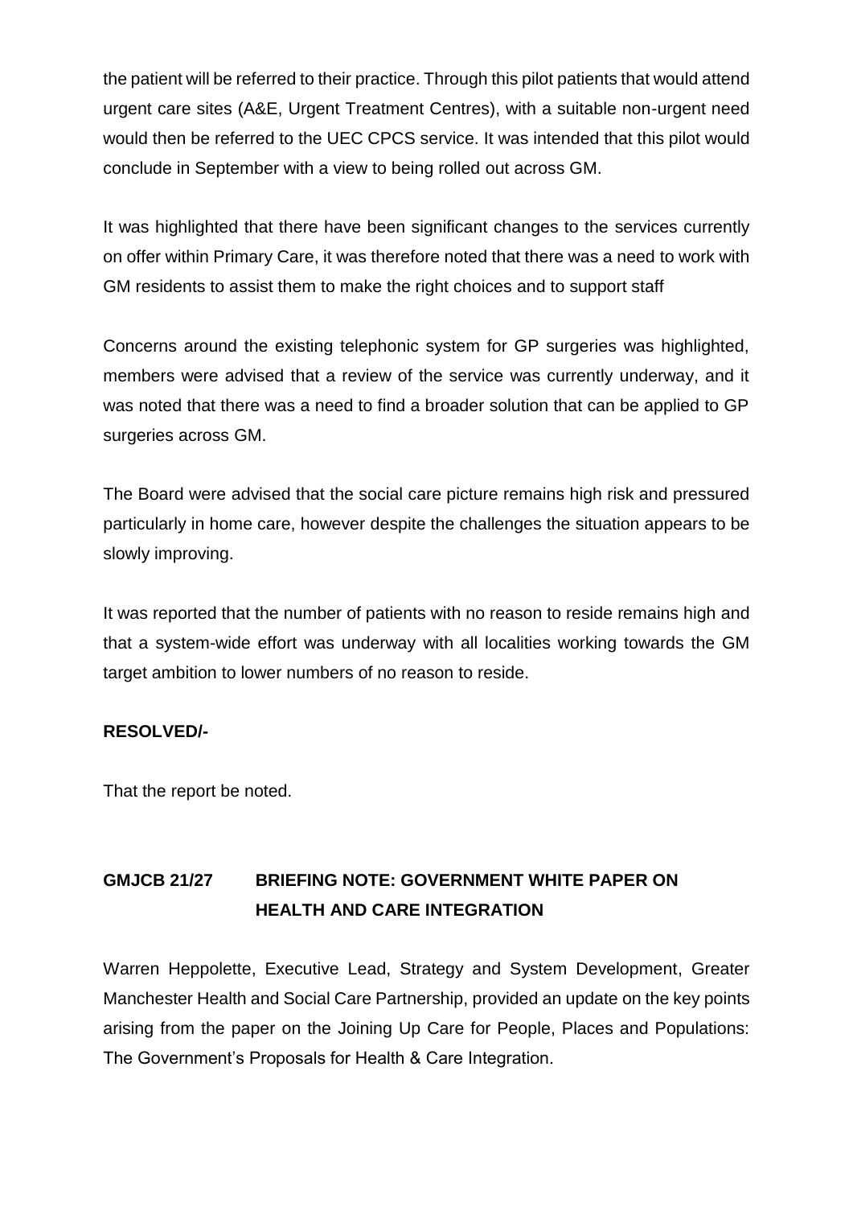the patient will be referred to their practice. Through this pilot patients that would attend urgent care sites (A&E, Urgent Treatment Centres), with a suitable non-urgent need would then be referred to the UEC CPCS service. It was intended that this pilot would conclude in September with a view to being rolled out across GM.

It was highlighted that there have been significant changes to the services currently on offer within Primary Care, it was therefore noted that there was a need to work with GM residents to assist them to make the right choices and to support staff

Concerns around the existing telephonic system for GP surgeries was highlighted, members were advised that a review of the service was currently underway, and it was noted that there was a need to find a broader solution that can be applied to GP surgeries across GM.

The Board were advised that the social care picture remains high risk and pressured particularly in home care, however despite the challenges the situation appears to be slowly improving.

It was reported that the number of patients with no reason to reside remains high and that a system-wide effort was underway with all localities working towards the GM target ambition to lower numbers of no reason to reside.

**RESOLVED/-**

That the report be noted.

## GMJCB 21/27 BRIEFING NOTE: GOVERNMENT WHITE PAPER ON HEALTH AND CARE INTEGRATION

Warren Heppolette, Executive Lead, Strategy and System Development, Greater Manchester Health and Social Care Partnership, provided an update on the key points arising from the paper on the Joining Up Care for People, Places and Populations: The Government's Proposals for Health & Care Integration.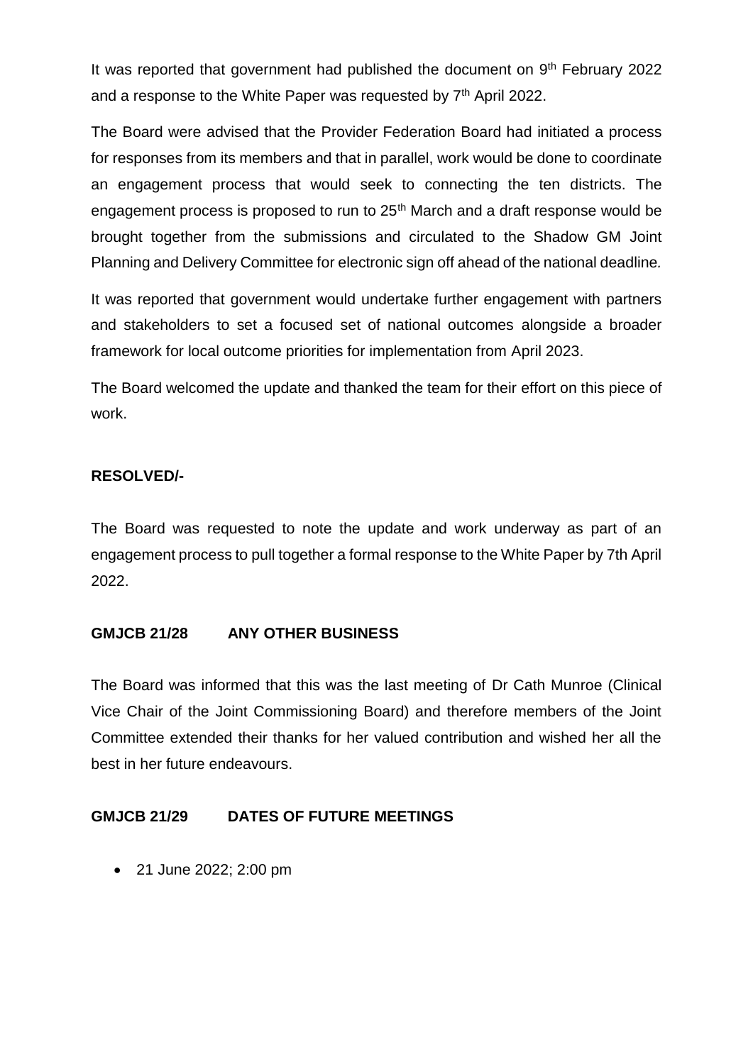It was reported that government had published the document on 9th February 2022 and a response to the White Paper was requested by 7th April 2022.

The Board were advised that the Provider Federation Board had initiated a process for responses from its members and that in parallel, work would be done to coordinate an engagement process that would seek to connecting the ten districts. The engagement process is proposed to run to 25th March and a draft response would be brought together from the submissions and circulated to the Shadow GM Joint Planning and Delivery Committee for electronic sign off ahead of the national deadline*.*

It was reported that government would undertake further engagement with partners and stakeholders to set a focused set of national outcomes alongside a broader framework for local outcome priorities for implementation from April 2023.

The Board welcomed the update and thanked the team for their effort on this piece of work.

**RESOLVED/-**

The Board was requested to note the update and work underway as part of an engagement process to pull together a formal response to the White Paper by 7th April 2022.

## GMJCB 21/28 ANY OTHER BUSINESS

The Board was informed that this was the last meeting of Dr Cath Munroe (Clinical Vice Chair of the Joint Commissioning Board) and therefore members of the Joint Committee extended their thanks for her valued contribution and wished her all the best in her future endeavours.

## GMJCB 21/29 DATES OF FUTURE MEETINGS

- 21 June 2022; 2:00 pm